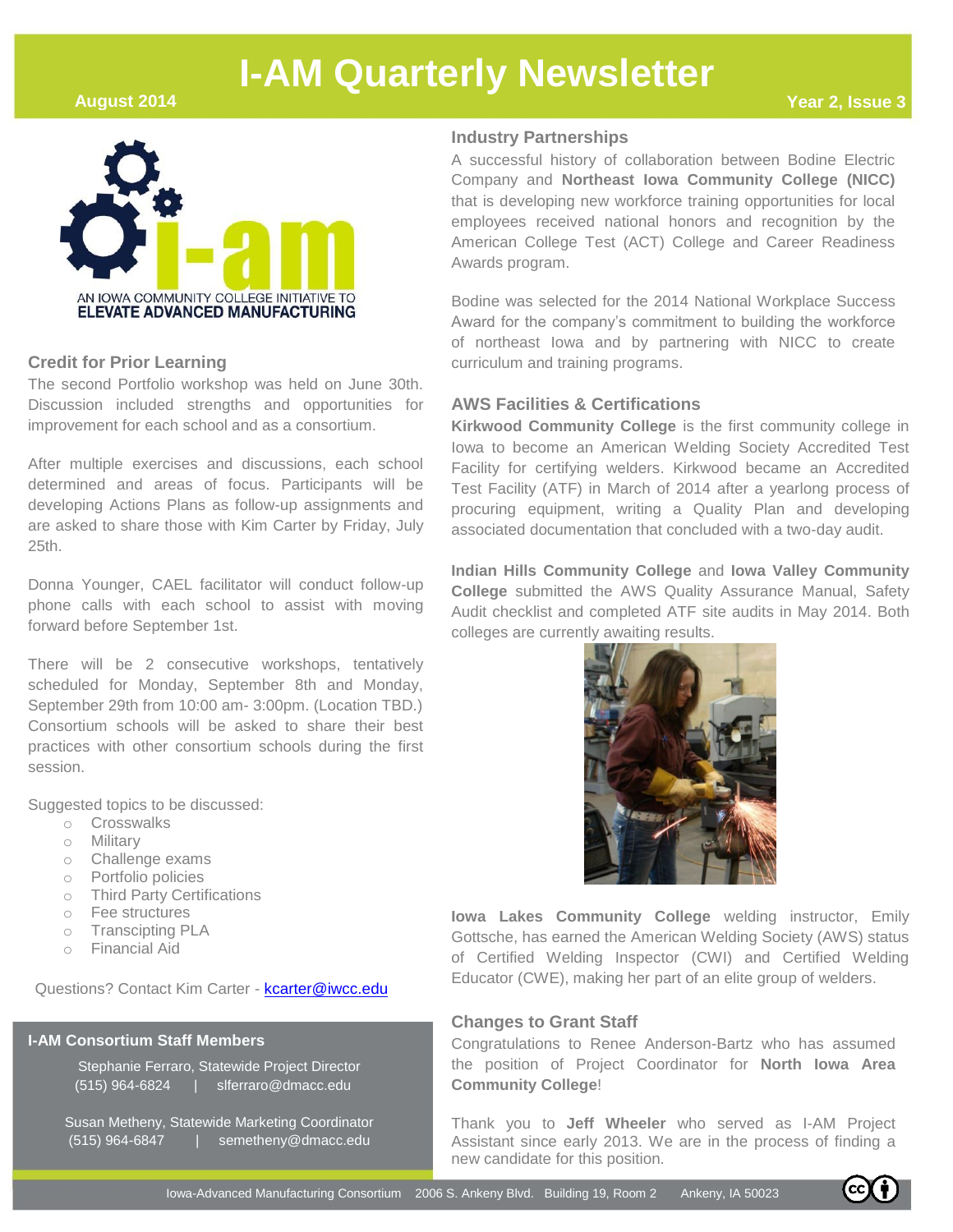# I-AM Quarterly Newsletter

**August 2014** — **Year 2, Issue 3**

AN IOWA COMMUNITY COLLEGE INITIATIVE TO
**ELEVATE ADVANCED MANUFACTURING**

## Credit for Prior Learning

The second Portfolio workshop was held on June 30th. Discussion included strengths and opportunities for improvement for each school and as a consortium.

After multiple exercises and discussions, each school determined and areas of focus. Participants will be developing Actions Plans as follow-up assignments and are asked to share those with Kim Carter by Friday, July 25th.

Donna Younger, CAEL facilitator will conduct follow-up phone calls with each school to assist with moving forward before September 1st.

There will be 2 consecutive workshops, tentatively scheduled for Monday, September 8th and Monday, September 29th from 10:00 am- 3:00pm. (Location TBD.) Consortium schools will be asked to share their best practices with other consortium schools during the first session.

Suggested topics to be discussed:

- Crosswalks
- Military
- Challenge exams
- Portfolio policies
- Third Party Certifications
- Fee structures
- Transcipting PLA
- Financial Aid

Questions? Contact Kim Carter - kcarter@iwcc.edu

### I-AM Consortium Staff Members

Stephanie Ferraro, Statewide Project Director
(515) 964-6824 | slferraro@dmacc.edu

Susan Metheny, Statewide Marketing Coordinator
(515) 964-6847 | semetheny@dmacc.edu

## Industry Partnerships

A successful history of collaboration between Bodine Electric Company and **Northeast Iowa Community College (NICC)** that is developing new workforce training opportunities for local employees received national honors and recognition by the American College Test (ACT) College and Career Readiness Awards program.

Bodine was selected for the 2014 National Workplace Success Award for the company's commitment to building the workforce of northeast Iowa and by partnering with NICC to create curriculum and training programs.

## AWS Facilities & Certifications

**Kirkwood Community College** is the first community college in Iowa to become an American Welding Society Accredited Test Facility for certifying welders. Kirkwood became an Accredited Test Facility (ATF) in March of 2014 after a yearlong process of procuring equipment, writing a Quality Plan and developing associated documentation that concluded with a two-day audit.

**Indian Hills Community College** and **Iowa Valley Community College** submitted the AWS Quality Assurance Manual, Safety Audit checklist and completed ATF site audits in May 2014. Both colleges are currently awaiting results.

**Iowa Lakes Community College** welding instructor, Emily Gottsche, has earned the American Welding Society (AWS) status of Certified Welding Inspector (CWI) and Certified Welding Educator (CWE), making her part of an elite group of welders.

## Changes to Grant Staff

Congratulations to Renee Anderson-Bartz who has assumed the position of Project Coordinator for **North Iowa Area Community College**!

Thank you to **Jeff Wheeler** who served as I-AM Project Assistant since early 2013. We are in the process of finding a new candidate for this position.

Iowa-Advanced Manufacturing Consortium 2006 S. Ankeny Blvd. Building 19, Room 2 Ankeny, IA 50023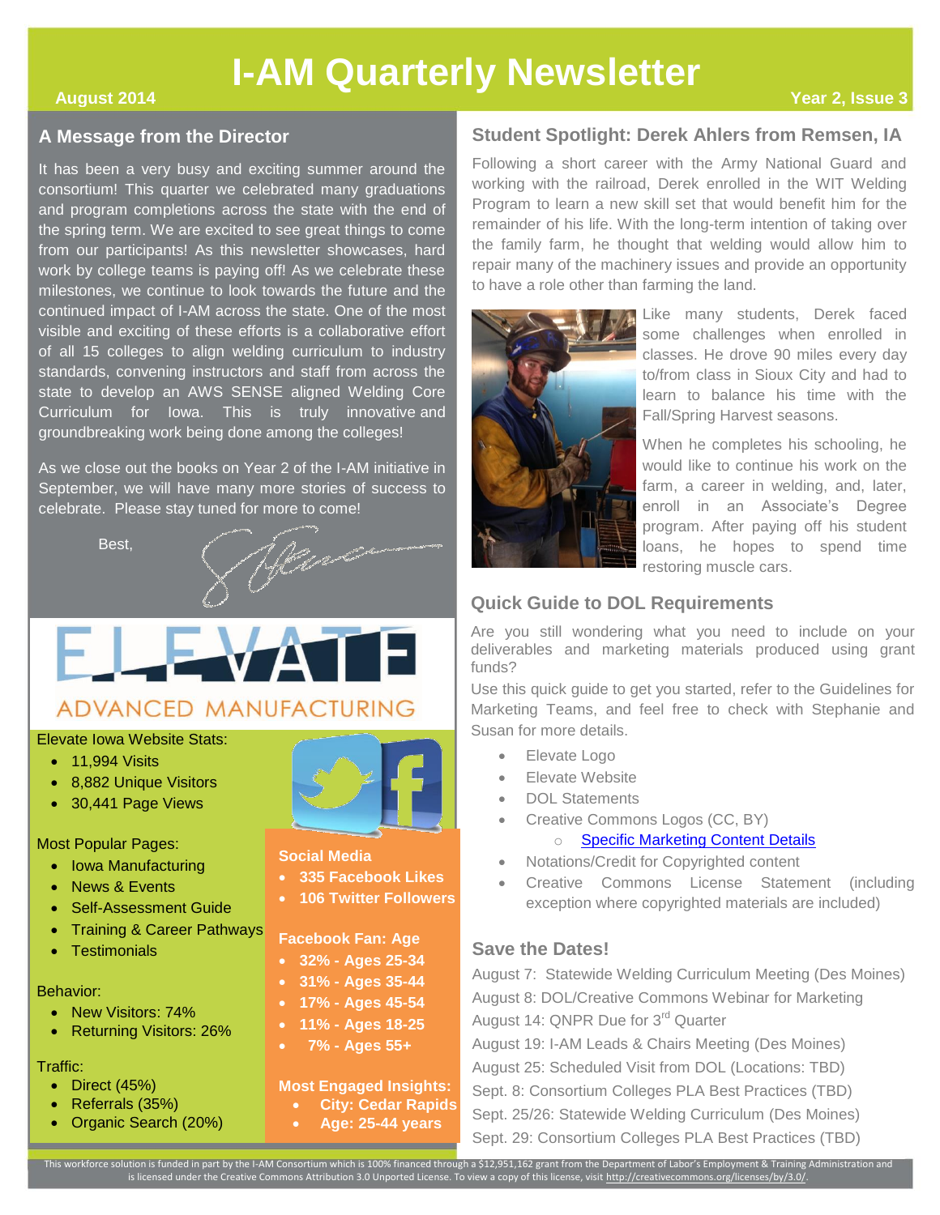# I-AM Quarterly Newsletter

**August 2014** | **Year 2, Issue 3**

## A Message from the Director

It has been a very busy and exciting summer around the consortium! This quarter we celebrated many graduations and program completions across the state with the end of the spring term. We are excited to see great things to come from our participants! As this newsletter showcases, hard work by college teams is paying off! As we celebrate these milestones, we continue to look towards the future and the continued impact of I-AM across the state. One of the most visible and exciting of these efforts is a collaborative effort of all 15 colleges to align welding curriculum to industry standards, convening instructors and staff from across the state to develop an AWS SENSE aligned Welding Core Curriculum for Iowa. This is truly innovative and groundbreaking work being done among the colleges!

As we close out the books on Year 2 of the I-AM initiative in September, we will have many more stories of success to celebrate. Please stay tuned for more to come!

Best,

ELEVATE ADVANCED MANUFACTURING

Elevate Iowa Website Stats:

- 11,994 Visits
- 8,882 Unique Visitors
- 30,441 Page Views

Most Popular Pages:

- Iowa Manufacturing
- News & Events
- Self-Assessment Guide
- Training & Career Pathways
- Testimonials

Behavior:

- New Visitors: 74%
- Returning Visitors: 26%

Traffic:

- Direct (45%)
- Referrals (35%)
- Organic Search (20%)

**Social Media**

- **335 Facebook Likes**
- **106 Twitter Followers**

**Facebook Fan: Age**

- **32% - Ages 25-34**
- **31% - Ages 35-44**
- **17% - Ages 45-54**
- **11% - Ages 18-25**
- **7% - Ages 55+**

**Most Engaged Insights:**

- **City: Cedar Rapids**
- **Age: 25-44 years**

## Student Spotlight: Derek Ahlers from Remsen, IA

Following a short career with the Army National Guard and working with the railroad, Derek enrolled in the WIT Welding Program to learn a new skill set that would benefit him for the remainder of his life. With the long-term intention of taking over the family farm, he thought that welding would allow him to repair many of the machinery issues and provide an opportunity to have a role other than farming the land.

Like many students, Derek faced some challenges when enrolled in classes. He drove 90 miles every day to/from class in Sioux City and had to learn to balance his time with the Fall/Spring Harvest seasons.

When he completes his schooling, he would like to continue his work on the farm, a career in welding, and, later, enroll in an Associate's Degree program. After paying off his student loans, he hopes to spend time restoring muscle cars.

## Quick Guide to DOL Requirements

Are you still wondering what you need to include on your deliverables and marketing materials produced using grant funds?

Use this quick guide to get you started, refer to the Guidelines for Marketing Teams, and feel free to check with Stephanie and Susan for more details.

- Elevate Logo
- Elevate Website
- DOL Statements
- Creative Commons Logos (CC, BY)
  - Specific Marketing Content Details
- Notations/Credit for Copyrighted content
- Creative Commons License Statement (including exception where copyrighted materials are included)

## Save the Dates!

August 7: Statewide Welding Curriculum Meeting (Des Moines)
August 8: DOL/Creative Commons Webinar for Marketing
August 14: QNPR Due for 3rd Quarter
August 19: I-AM Leads & Chairs Meeting (Des Moines)
August 25: Scheduled Visit from DOL (Locations: TBD)
Sept. 8: Consortium Colleges PLA Best Practices (TBD)
Sept. 25/26: Statewide Welding Curriculum (Des Moines)
Sept. 29: Consortium Colleges PLA Best Practices (TBD)

This workforce solution is funded in part by the I-AM Consortium which is 100% financed through a $12,951,162 grant from the Department of Labor's Employment & Training Administration and is licensed under the Creative Commons Attribution 3.0 Unported License. To view a copy of this license, visit http://creativecommons.org/licenses/by/3.0/.